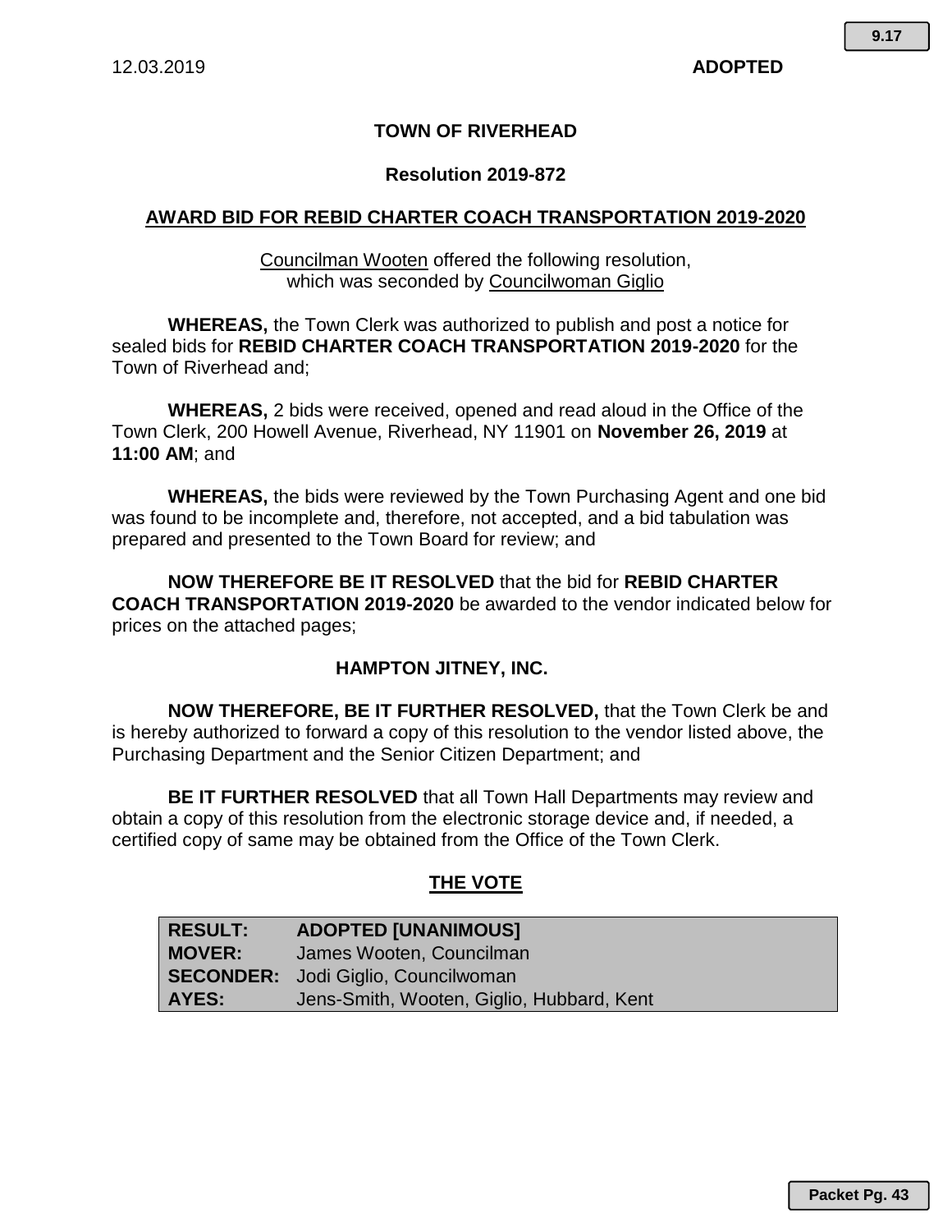12.03.2019 **ADOPTED**

# TOWN OF RIVERHEAD

## Resolution 2019-872

## AWARD BID FOR REBID CHARTER COACH TRANSPORTATION 2019-2020

Councilman Wooten offered the following resolution,
which was seconded by Councilwoman Giglio

**WHEREAS,** the Town Clerk was authorized to publish and post a notice for sealed bids for **REBID CHARTER COACH TRANSPORTATION 2019-2020** for the Town of Riverhead and;

**WHEREAS,** 2 bids were received, opened and read aloud in the Office of the Town Clerk, 200 Howell Avenue, Riverhead, NY 11901 on **November 26, 2019** at **11:00 AM**; and

**WHEREAS,** the bids were reviewed by the Town Purchasing Agent and one bid was found to be incomplete and, therefore, not accepted, and a bid tabulation was prepared and presented to the Town Board for review; and

**NOW THEREFORE BE IT RESOLVED** that the bid for **REBID CHARTER COACH TRANSPORTATION 2019-2020** be awarded to the vendor indicated below for prices on the attached pages;

**HAMPTON JITNEY, INC.**

**NOW THEREFORE, BE IT FURTHER RESOLVED,** that the Town Clerk be and is hereby authorized to forward a copy of this resolution to the vendor listed above, the Purchasing Department and the Senior Citizen Department; and

**BE IT FURTHER RESOLVED** that all Town Hall Departments may review and obtain a copy of this resolution from the electronic storage device and, if needed, a certified copy of same may be obtained from the Office of the Town Clerk.

## THE VOTE

| | |
|---|---|
| **RESULT:** | **ADOPTED [UNANIMOUS]** |
| **MOVER:** | James Wooten, Councilman |
| **SECONDER:** | Jodi Giglio, Councilwoman |
| **AYES:** | Jens-Smith, Wooten, Giglio, Hubbard, Kent |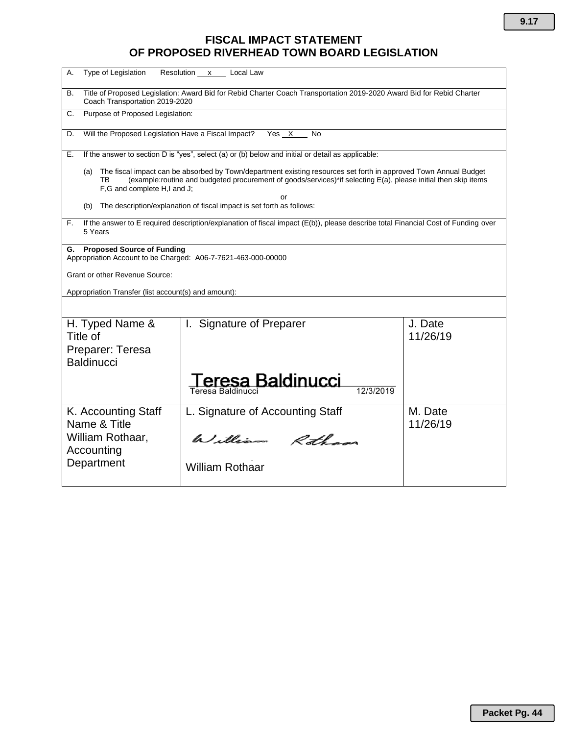# FISCAL IMPACT STATEMENT
# OF PROPOSED RIVERHEAD TOWN BOARD LEGISLATION

A. Type of Legislation    Resolution __x__ Local Law

B. Title of Proposed Legislation: Award Bid for Rebid Charter Coach Transportation 2019-2020 Award Bid for Rebid Charter Coach Transportation 2019-2020

C. Purpose of Proposed Legislation:

D. Will the Proposed Legislation Have a Fiscal Impact?    Yes __X__ No

E. If the answer to section D is "yes", select (a) or (b) below and initial or detail as applicable:

(a) The fiscal impact can be absorbed by Town/department existing resources set forth in approved Town Annual Budget __TB__ (example:routine and budgeted procurement of goods/services)*if selecting E(a), please initial then skip items F,G and complete H,I and J;

or

(b) The description/explanation of fiscal impact is set forth as follows:

F. If the answer to E required description/explanation of fiscal impact (E(b)), please describe total Financial Cost of Funding over 5 Years

**G. Proposed Source of Funding**
Appropriation Account to be Charged: A06-7-7621-463-000-00000

Grant or other Revenue Source:

Appropriation Transfer (list account(s) and amount):

| H. Typed Name & Title of Preparer: Teresa Baldinucci | I. Signature of Preparer<br>Teresa Baldinucci<br>Teresa Baldinucci 12/3/2019 | J. Date<br>11/26/19 |
|---|---|---|
| K. Accounting Staff Name & Title<br>William Rothaar, Accounting Department | L. Signature of Accounting Staff<br>William Rothaar<br>William Rothaar | M. Date<br>11/26/19 |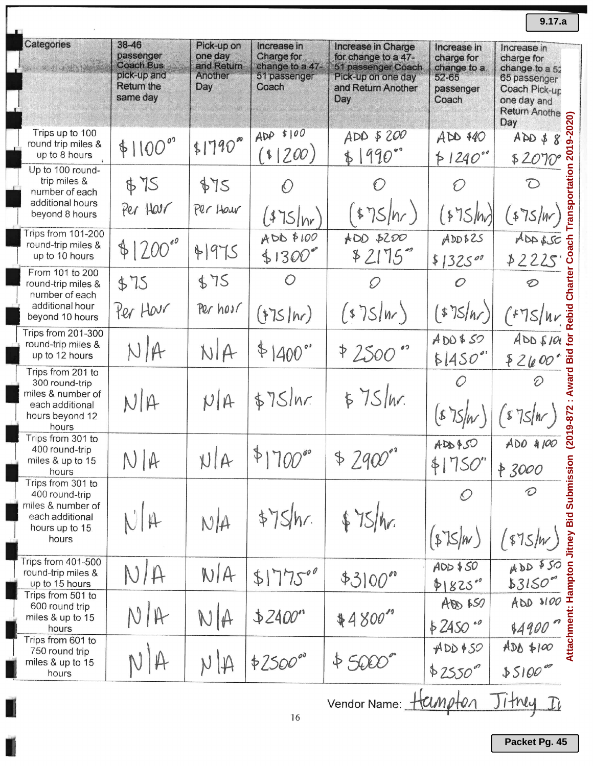| Categories | 38-46 passenger Coach Bus pick-up and Return the same day | Pick-up on one day and Return Another Day | Increase in Charge for change to a 47-51 passenger Coach | Increase in Charge for change to a 47-51 passenger Coach Pick-up on one day and Return Another Day | Increase in charge for change to a 52-65 passenger Coach | Increase in charge for change to a 52-65 passenger Coach Pick-up one day and Return Another Day |
|---|---|---|---|---|---|---|
| Trips up to 100 round trip miles & up to 8 hours | $1100.00 | $1790.00 | ADD $100 ($1200) | ADD $200 $1990.00 | ADD $40 $1240.00 | ADD $ 8 $2070 |
| Up to 100 round-trip miles & number of each additional hours beyond 8 hours | $75 Per Hour | $75 Per Hour | 0 ($75/hr) | 0 ($75/hr) | 0 ($75/hr) | 0 ($75/hr) |
| Trips from 101-200 round-trip miles & up to 10 hours | $1200.00 | $1975 | ADD $100 $1300.00 | ADD $200 $2175.00 | ADD $25 $1325.00 | ADD $50 $2225 |
| From 101 to 200 round-trip miles & number of each additional hour beyond 10 hours | $75 Per Hour | $75 Per hour | 0 ($75/hr) | 0 ($75/hr) | 0 ($75/hr) | 0 ($75/hr |
| Trips from 201-300 round-trip miles & up to 12 hours | N/A | N/A | $1400.00 | $2500.00 | ADD $50 $1450.00 | ADD $10 $2600.00 |
| Trips from 201 to 300 round-trip miles & number of each additional hours beyond 12 hours | N/A | N/A | $75/hr. | $75/hr. | 0 ($75/hr) | 0 ($75/hr) |
| Trips from 301 to 400 round-trip miles & up to 15 hours | N/A | N/A | $1700.00 | $2900.00 | ADD $50 $1750.00 | ADD $100 $3000 |
| Trips from 301 to 400 round-trip miles & number of each additional hours up to 15 hours | N/A | N/A | $75/hr. | $75/hr. | 0 ($75/hr) | 0 ($75/hr) |
| Trips from 401-500 round-trip miles & up to 15 hours | N/A | N/A | $1775.00 | $3100.00 | ADD $50 $1825.00 | ADD $50 $3150.00 |
| Trips from 501 to 600 round trip miles & up to 15 hours | N/A | N/A | $2400.00 | $4800.00 | ADD $50 $2450.00 | ADD $100 $4900.00 |
| Trips from 601 to 750 round trip miles & up to 15 hours | N/A | N/A | $2500.00 | $5000.00 | ADD $50 $2550.00 | ADD $100 $5100.00 |

Vendor Name: Hampton Jitney I

Attachment: Hampton Jitney Bid Submission (2019-872 : Award Bid for Rebid Charter Coach Transportation 2019-2020)